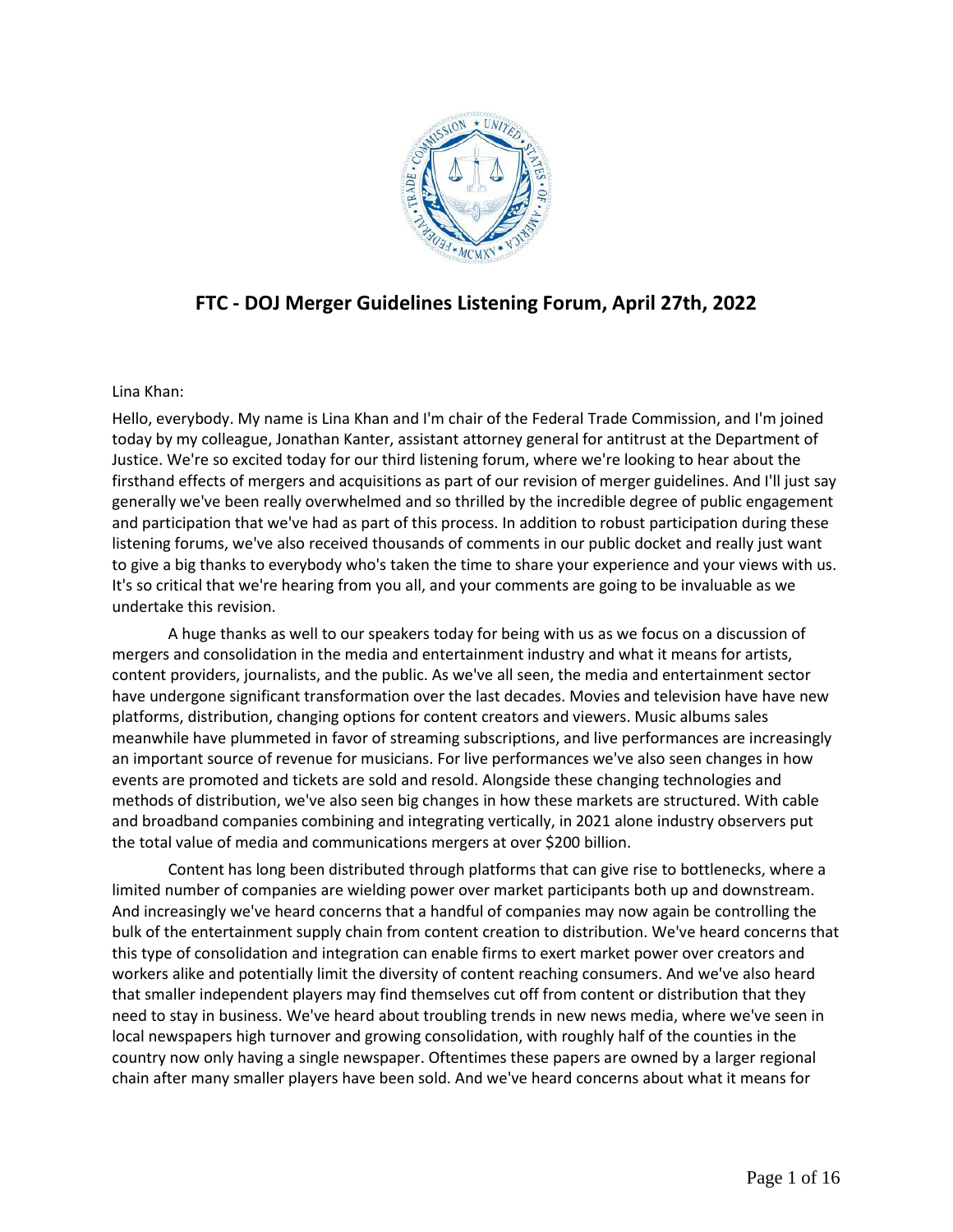# FTC - DOJ Merger Guidelines Listening Forum, April 27th, 2022

Lina Khan:

Hello, everybody. My name is Lina Khan and I'm chair of the Federal Trade Commission, and I'm joined today by my colleague, Jonathan Kanter, assistant attorney general for antitrust at the Department of Justice. We're so excited today for our third listening forum, where we're looking to hear about the firsthand effects of mergers and acquisitions as part of our revision of merger guidelines. And I'll just say generally we've been really overwhelmed and so thrilled by the incredible degree of public engagement and participation that we've had as part of this process. In addition to robust participation during these listening forums, we've also received thousands of comments in our public docket and really just want to give a big thanks to everybody who's taken the time to share your experience and your views with us. It's so critical that we're hearing from you all, and your comments are going to be invaluable as we undertake this revision.

A huge thanks as well to our speakers today for being with us as we focus on a discussion of mergers and consolidation in the media and entertainment industry and what it means for artists, content providers, journalists, and the public. As we've all seen, the media and entertainment sector have undergone significant transformation over the last decades. Movies and television have have new platforms, distribution, changing options for content creators and viewers. Music albums sales meanwhile have plummeted in favor of streaming subscriptions, and live performances are increasingly an important source of revenue for musicians. For live performances we've also seen changes in how events are promoted and tickets are sold and resold. Alongside these changing technologies and methods of distribution, we've also seen big changes in how these markets are structured. With cable and broadband companies combining and integrating vertically, in 2021 alone industry observers put the total value of media and communications mergers at over $200 billion.

Content has long been distributed through platforms that can give rise to bottlenecks, where a limited number of companies are wielding power over market participants both up and downstream. And increasingly we've heard concerns that a handful of companies may now again be controlling the bulk of the entertainment supply chain from content creation to distribution. We've heard concerns that this type of consolidation and integration can enable firms to exert market power over creators and workers alike and potentially limit the diversity of content reaching consumers. And we've also heard that smaller independent players may find themselves cut off from content or distribution that they need to stay in business. We've heard about troubling trends in new news media, where we've seen in local newspapers high turnover and growing consolidation, with roughly half of the counties in the country now only having a single newspaper. Oftentimes these papers are owned by a larger regional chain after many smaller players have been sold. And we've heard concerns about what it means for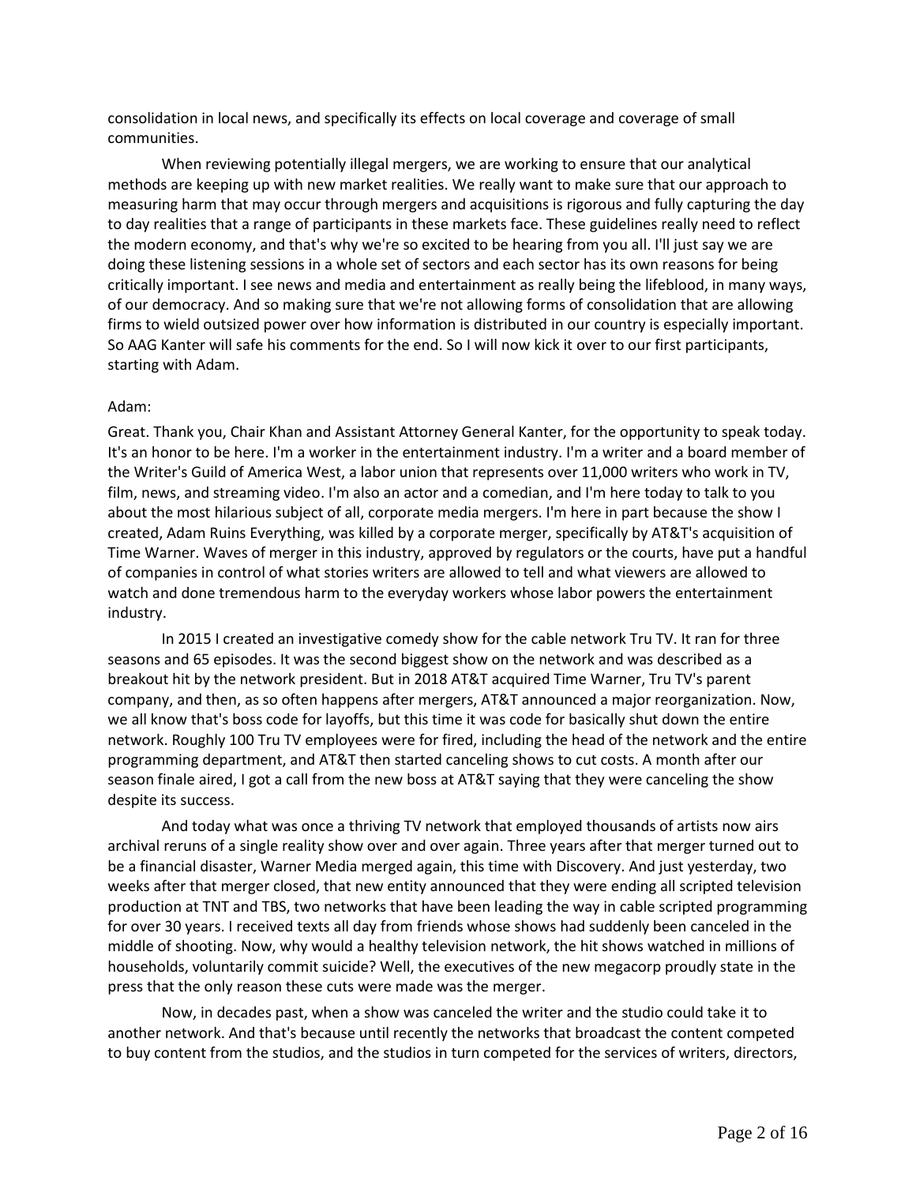consolidation in local news, and specifically its effects on local coverage and coverage of small communities.

When reviewing potentially illegal mergers, we are working to ensure that our analytical methods are keeping up with new market realities. We really want to make sure that our approach to measuring harm that may occur through mergers and acquisitions is rigorous and fully capturing the day to day realities that a range of participants in these markets face. These guidelines really need to reflect the modern economy, and that's why we're so excited to be hearing from you all. I'll just say we are doing these listening sessions in a whole set of sectors and each sector has its own reasons for being critically important. I see news and media and entertainment as really being the lifeblood, in many ways, of our democracy. And so making sure that we're not allowing forms of consolidation that are allowing firms to wield outsized power over how information is distributed in our country is especially important. So AAG Kanter will safe his comments for the end. So I will now kick it over to our first participants, starting with Adam.

Adam:

Great. Thank you, Chair Khan and Assistant Attorney General Kanter, for the opportunity to speak today. It's an honor to be here. I'm a worker in the entertainment industry. I'm a writer and a board member of the Writer's Guild of America West, a labor union that represents over 11,000 writers who work in TV, film, news, and streaming video. I'm also an actor and a comedian, and I'm here today to talk to you about the most hilarious subject of all, corporate media mergers. I'm here in part because the show I created, Adam Ruins Everything, was killed by a corporate merger, specifically by AT&T's acquisition of Time Warner. Waves of merger in this industry, approved by regulators or the courts, have put a handful of companies in control of what stories writers are allowed to tell and what viewers are allowed to watch and done tremendous harm to the everyday workers whose labor powers the entertainment industry.

In 2015 I created an investigative comedy show for the cable network Tru TV. It ran for three seasons and 65 episodes. It was the second biggest show on the network and was described as a breakout hit by the network president. But in 2018 AT&T acquired Time Warner, Tru TV's parent company, and then, as so often happens after mergers, AT&T announced a major reorganization. Now, we all know that's boss code for layoffs, but this time it was code for basically shut down the entire network. Roughly 100 Tru TV employees were for fired, including the head of the network and the entire programming department, and AT&T then started canceling shows to cut costs. A month after our season finale aired, I got a call from the new boss at AT&T saying that they were canceling the show despite its success.

And today what was once a thriving TV network that employed thousands of artists now airs archival reruns of a single reality show over and over again. Three years after that merger turned out to be a financial disaster, Warner Media merged again, this time with Discovery. And just yesterday, two weeks after that merger closed, that new entity announced that they were ending all scripted television production at TNT and TBS, two networks that have been leading the way in cable scripted programming for over 30 years. I received texts all day from friends whose shows had suddenly been canceled in the middle of shooting. Now, why would a healthy television network, the hit shows watched in millions of households, voluntarily commit suicide? Well, the executives of the new megacorp proudly state in the press that the only reason these cuts were made was the merger.

Now, in decades past, when a show was canceled the writer and the studio could take it to another network. And that's because until recently the networks that broadcast the content competed to buy content from the studios, and the studios in turn competed for the services of writers, directors,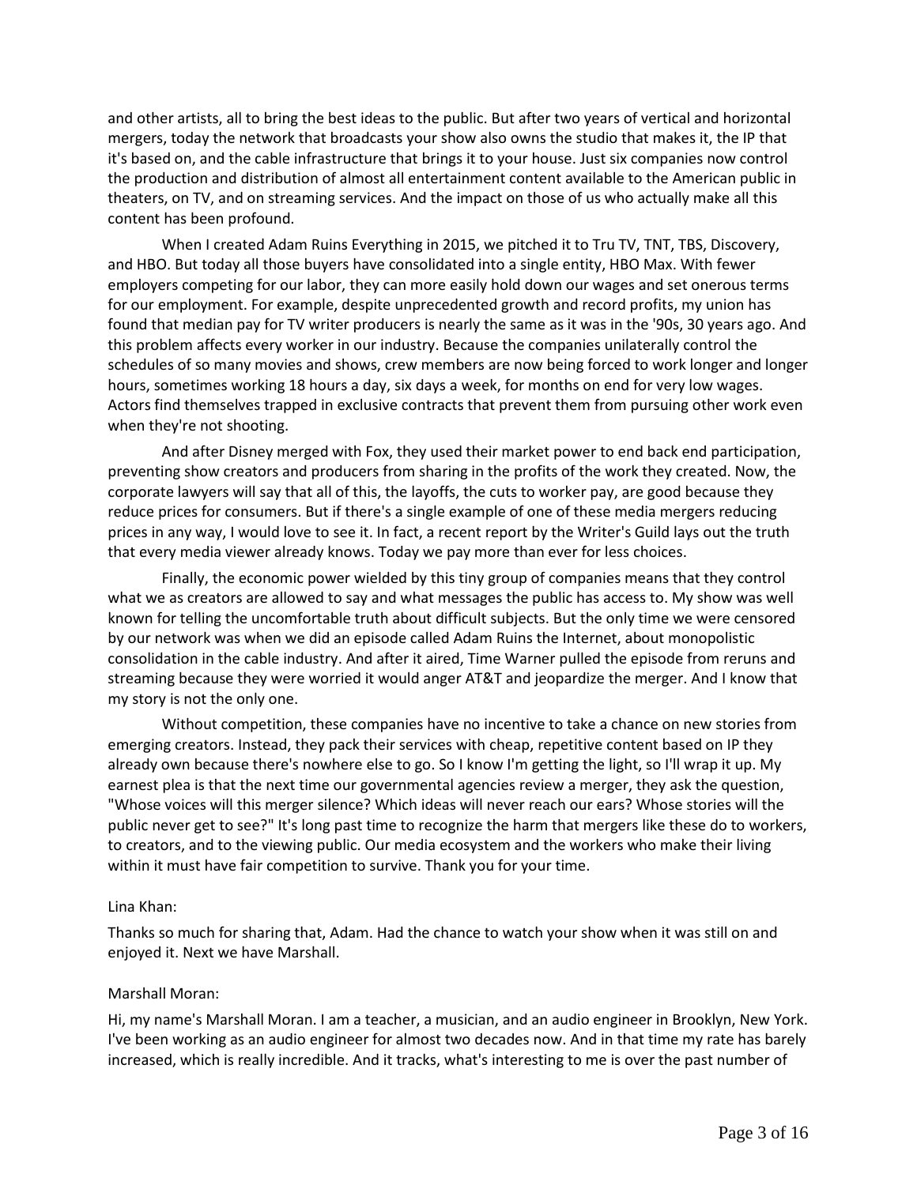and other artists, all to bring the best ideas to the public. But after two years of vertical and horizontal mergers, today the network that broadcasts your show also owns the studio that makes it, the IP that it's based on, and the cable infrastructure that brings it to your house. Just six companies now control the production and distribution of almost all entertainment content available to the American public in theaters, on TV, and on streaming services. And the impact on those of us who actually make all this content has been profound.

When I created Adam Ruins Everything in 2015, we pitched it to Tru TV, TNT, TBS, Discovery, and HBO. But today all those buyers have consolidated into a single entity, HBO Max. With fewer employers competing for our labor, they can more easily hold down our wages and set onerous terms for our employment. For example, despite unprecedented growth and record profits, my union has found that median pay for TV writer producers is nearly the same as it was in the '90s, 30 years ago. And this problem affects every worker in our industry. Because the companies unilaterally control the schedules of so many movies and shows, crew members are now being forced to work longer and longer hours, sometimes working 18 hours a day, six days a week, for months on end for very low wages. Actors find themselves trapped in exclusive contracts that prevent them from pursuing other work even when they're not shooting.

And after Disney merged with Fox, they used their market power to end back end participation, preventing show creators and producers from sharing in the profits of the work they created. Now, the corporate lawyers will say that all of this, the layoffs, the cuts to worker pay, are good because they reduce prices for consumers. But if there's a single example of one of these media mergers reducing prices in any way, I would love to see it. In fact, a recent report by the Writer's Guild lays out the truth that every media viewer already knows. Today we pay more than ever for less choices.

Finally, the economic power wielded by this tiny group of companies means that they control what we as creators are allowed to say and what messages the public has access to. My show was well known for telling the uncomfortable truth about difficult subjects. But the only time we were censored by our network was when we did an episode called Adam Ruins the Internet, about monopolistic consolidation in the cable industry. And after it aired, Time Warner pulled the episode from reruns and streaming because they were worried it would anger AT&T and jeopardize the merger. And I know that my story is not the only one.

Without competition, these companies have no incentive to take a chance on new stories from emerging creators. Instead, they pack their services with cheap, repetitive content based on IP they already own because there's nowhere else to go. So I know I'm getting the light, so I'll wrap it up. My earnest plea is that the next time our governmental agencies review a merger, they ask the question, "Whose voices will this merger silence? Which ideas will never reach our ears? Whose stories will the public never get to see?" It's long past time to recognize the harm that mergers like these do to workers, to creators, and to the viewing public. Our media ecosystem and the workers who make their living within it must have fair competition to survive. Thank you for your time.

Lina Khan:

Thanks so much for sharing that, Adam. Had the chance to watch your show when it was still on and enjoyed it. Next we have Marshall.

Marshall Moran:

Hi, my name's Marshall Moran. I am a teacher, a musician, and an audio engineer in Brooklyn, New York. I've been working as an audio engineer for almost two decades now. And in that time my rate has barely increased, which is really incredible. And it tracks, what's interesting to me is over the past number of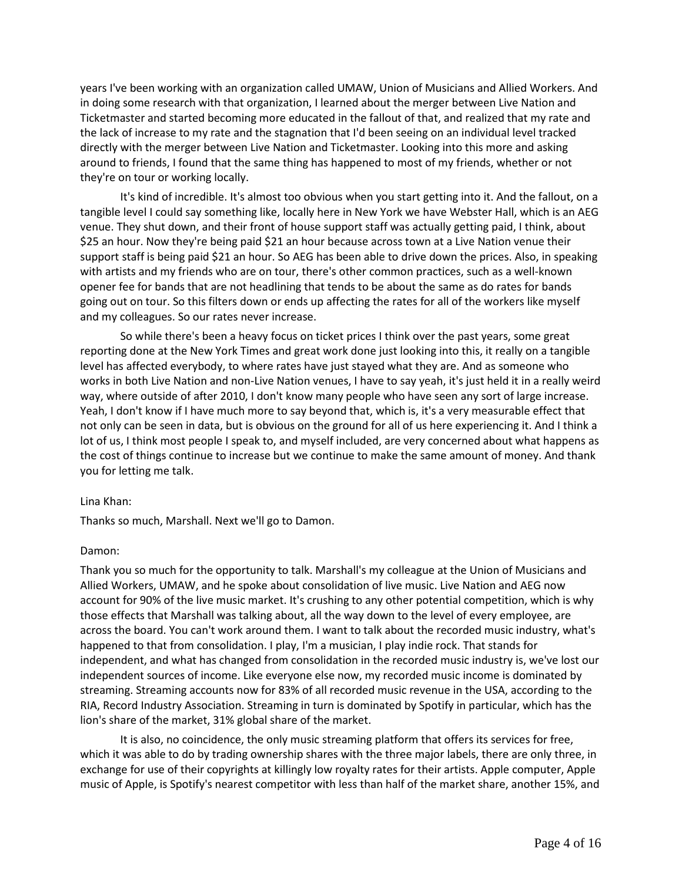years I've been working with an organization called UMAW, Union of Musicians and Allied Workers. And in doing some research with that organization, I learned about the merger between Live Nation and Ticketmaster and started becoming more educated in the fallout of that, and realized that my rate and the lack of increase to my rate and the stagnation that I'd been seeing on an individual level tracked directly with the merger between Live Nation and Ticketmaster. Looking into this more and asking around to friends, I found that the same thing has happened to most of my friends, whether or not they're on tour or working locally.

It's kind of incredible. It's almost too obvious when you start getting into it. And the fallout, on a tangible level I could say something like, locally here in New York we have Webster Hall, which is an AEG venue. They shut down, and their front of house support staff was actually getting paid, I think, about $25 an hour. Now they're being paid $21 an hour because across town at a Live Nation venue their support staff is being paid $21 an hour. So AEG has been able to drive down the prices. Also, in speaking with artists and my friends who are on tour, there's other common practices, such as a well-known opener fee for bands that are not headlining that tends to be about the same as do rates for bands going out on tour. So this filters down or ends up affecting the rates for all of the workers like myself and my colleagues. So our rates never increase.

So while there's been a heavy focus on ticket prices I think over the past years, some great reporting done at the New York Times and great work done just looking into this, it really on a tangible level has affected everybody, to where rates have just stayed what they are. And as someone who works in both Live Nation and non-Live Nation venues, I have to say yeah, it's just held it in a really weird way, where outside of after 2010, I don't know many people who have seen any sort of large increase. Yeah, I don't know if I have much more to say beyond that, which is, it's a very measurable effect that not only can be seen in data, but is obvious on the ground for all of us here experiencing it. And I think a lot of us, I think most people I speak to, and myself included, are very concerned about what happens as the cost of things continue to increase but we continue to make the same amount of money. And thank you for letting me talk.

Lina Khan:

Thanks so much, Marshall. Next we'll go to Damon.

Damon:

Thank you so much for the opportunity to talk. Marshall's my colleague at the Union of Musicians and Allied Workers, UMAW, and he spoke about consolidation of live music. Live Nation and AEG now account for 90% of the live music market. It's crushing to any other potential competition, which is why those effects that Marshall was talking about, all the way down to the level of every employee, are across the board. You can't work around them. I want to talk about the recorded music industry, what's happened to that from consolidation. I play, I'm a musician, I play indie rock. That stands for independent, and what has changed from consolidation in the recorded music industry is, we've lost our independent sources of income. Like everyone else now, my recorded music income is dominated by streaming. Streaming accounts now for 83% of all recorded music revenue in the USA, according to the RIA, Record Industry Association. Streaming in turn is dominated by Spotify in particular, which has the lion's share of the market, 31% global share of the market.

It is also, no coincidence, the only music streaming platform that offers its services for free, which it was able to do by trading ownership shares with the three major labels, there are only three, in exchange for use of their copyrights at killingly low royalty rates for their artists. Apple computer, Apple music of Apple, is Spotify's nearest competitor with less than half of the market share, another 15%, and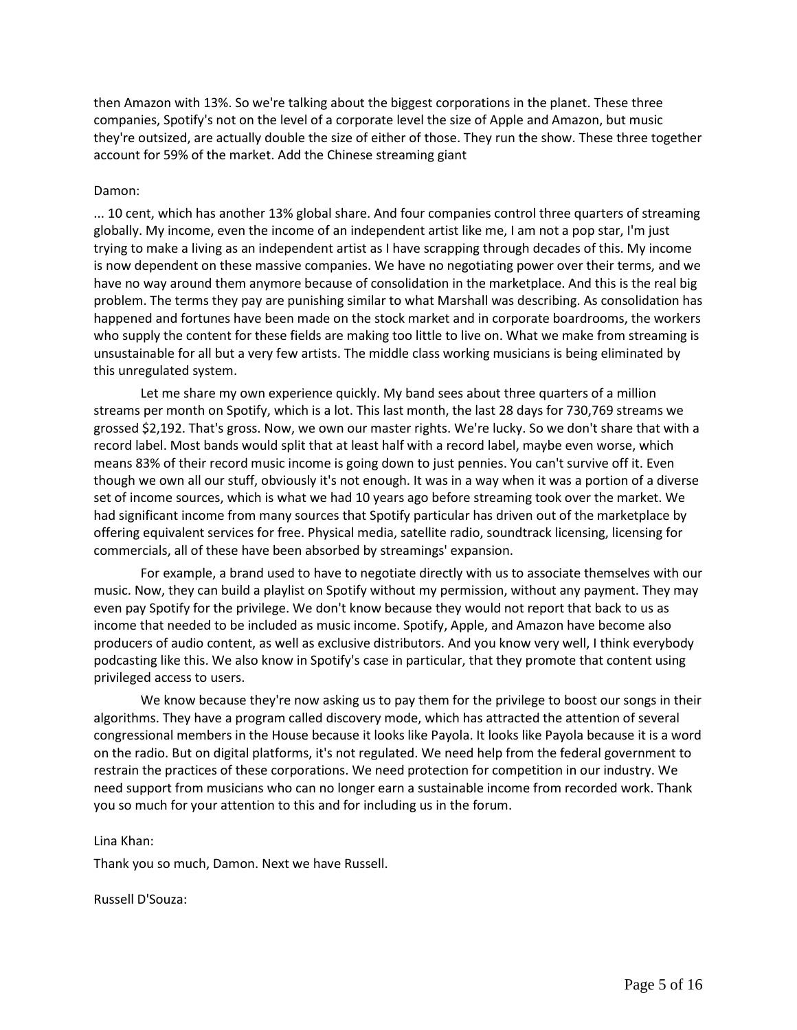then Amazon with 13%. So we're talking about the biggest corporations in the planet. These three companies, Spotify's not on the level of a corporate level the size of Apple and Amazon, but music they're outsized, are actually double the size of either of those. They run the show. These three together account for 59% of the market. Add the Chinese streaming giant

Damon:

... 10 cent, which has another 13% global share. And four companies control three quarters of streaming globally. My income, even the income of an independent artist like me, I am not a pop star, I'm just trying to make a living as an independent artist as I have scrapping through decades of this. My income is now dependent on these massive companies. We have no negotiating power over their terms, and we have no way around them anymore because of consolidation in the marketplace. And this is the real big problem. The terms they pay are punishing similar to what Marshall was describing. As consolidation has happened and fortunes have been made on the stock market and in corporate boardrooms, the workers who supply the content for these fields are making too little to live on. What we make from streaming is unsustainable for all but a very few artists. The middle class working musicians is being eliminated by this unregulated system.

Let me share my own experience quickly. My band sees about three quarters of a million streams per month on Spotify, which is a lot. This last month, the last 28 days for 730,769 streams we grossed $2,192. That's gross. Now, we own our master rights. We're lucky. So we don't share that with a record label. Most bands would split that at least half with a record label, maybe even worse, which means 83% of their record music income is going down to just pennies. You can't survive off it. Even though we own all our stuff, obviously it's not enough. It was in a way when it was a portion of a diverse set of income sources, which is what we had 10 years ago before streaming took over the market. We had significant income from many sources that Spotify particular has driven out of the marketplace by offering equivalent services for free. Physical media, satellite radio, soundtrack licensing, licensing for commercials, all of these have been absorbed by streamings' expansion.

For example, a brand used to have to negotiate directly with us to associate themselves with our music. Now, they can build a playlist on Spotify without my permission, without any payment. They may even pay Spotify for the privilege. We don't know because they would not report that back to us as income that needed to be included as music income. Spotify, Apple, and Amazon have become also producers of audio content, as well as exclusive distributors. And you know very well, I think everybody podcasting like this. We also know in Spotify's case in particular, that they promote that content using privileged access to users.

We know because they're now asking us to pay them for the privilege to boost our songs in their algorithms. They have a program called discovery mode, which has attracted the attention of several congressional members in the House because it looks like Payola. It looks like Payola because it is a word on the radio. But on digital platforms, it's not regulated. We need help from the federal government to restrain the practices of these corporations. We need protection for competition in our industry. We need support from musicians who can no longer earn a sustainable income from recorded work. Thank you so much for your attention to this and for including us in the forum.

Lina Khan:

Thank you so much, Damon. Next we have Russell.

Russell D'Souza: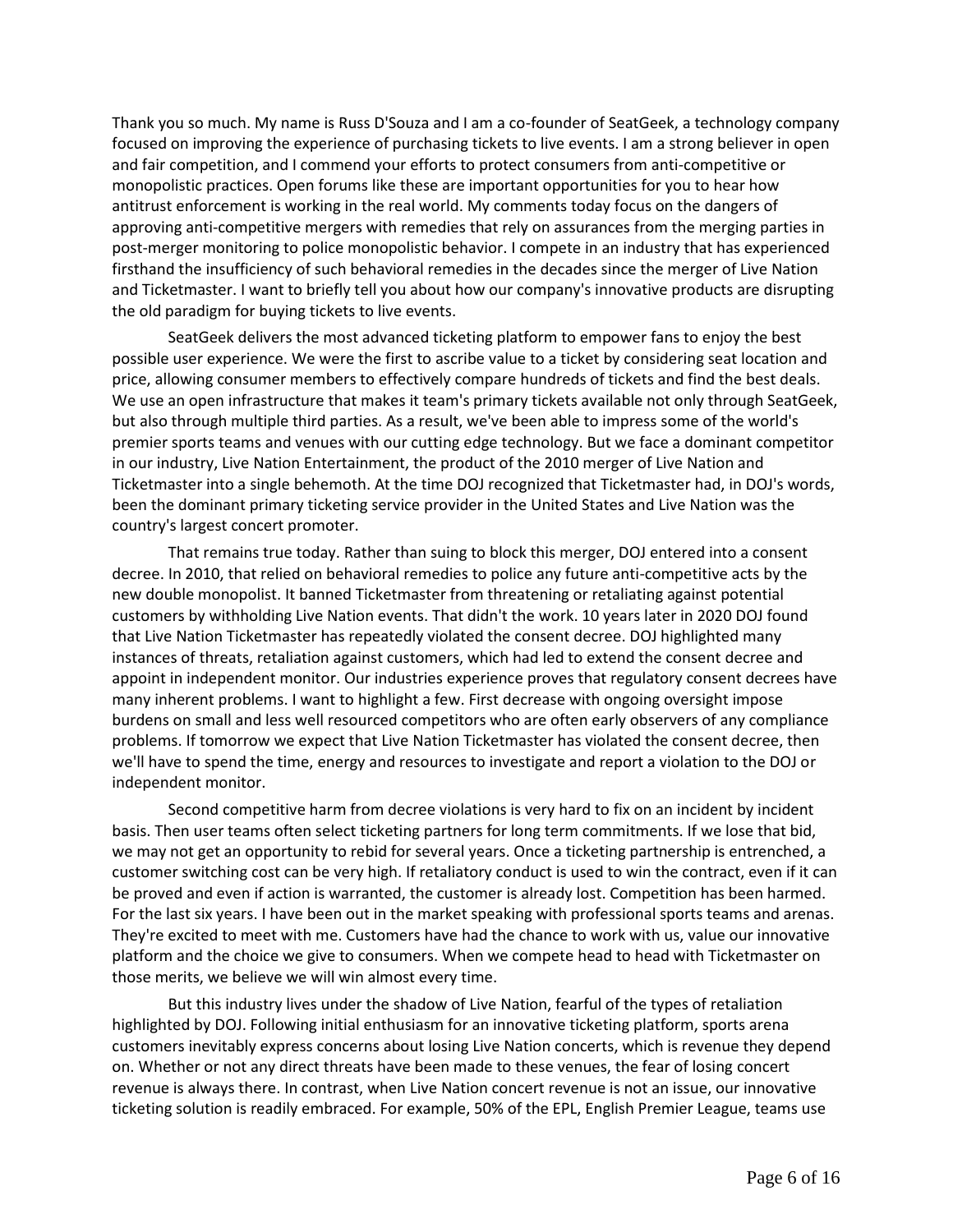Thank you so much. My name is Russ D'Souza and I am a co-founder of SeatGeek, a technology company focused on improving the experience of purchasing tickets to live events. I am a strong believer in open and fair competition, and I commend your efforts to protect consumers from anti-competitive or monopolistic practices. Open forums like these are important opportunities for you to hear how antitrust enforcement is working in the real world. My comments today focus on the dangers of approving anti-competitive mergers with remedies that rely on assurances from the merging parties in post-merger monitoring to police monopolistic behavior. I compete in an industry that has experienced firsthand the insufficiency of such behavioral remedies in the decades since the merger of Live Nation and Ticketmaster. I want to briefly tell you about how our company's innovative products are disrupting the old paradigm for buying tickets to live events.

SeatGeek delivers the most advanced ticketing platform to empower fans to enjoy the best possible user experience. We were the first to ascribe value to a ticket by considering seat location and price, allowing consumer members to effectively compare hundreds of tickets and find the best deals. We use an open infrastructure that makes it team's primary tickets available not only through SeatGeek, but also through multiple third parties. As a result, we've been able to impress some of the world's premier sports teams and venues with our cutting edge technology. But we face a dominant competitor in our industry, Live Nation Entertainment, the product of the 2010 merger of Live Nation and Ticketmaster into a single behemoth. At the time DOJ recognized that Ticketmaster had, in DOJ's words, been the dominant primary ticketing service provider in the United States and Live Nation was the country's largest concert promoter.

That remains true today. Rather than suing to block this merger, DOJ entered into a consent decree. In 2010, that relied on behavioral remedies to police any future anti-competitive acts by the new double monopolist. It banned Ticketmaster from threatening or retaliating against potential customers by withholding Live Nation events. That didn't the work. 10 years later in 2020 DOJ found that Live Nation Ticketmaster has repeatedly violated the consent decree. DOJ highlighted many instances of threats, retaliation against customers, which had led to extend the consent decree and appoint in independent monitor. Our industries experience proves that regulatory consent decrees have many inherent problems. I want to highlight a few. First decrease with ongoing oversight impose burdens on small and less well resourced competitors who are often early observers of any compliance problems. If tomorrow we expect that Live Nation Ticketmaster has violated the consent decree, then we'll have to spend the time, energy and resources to investigate and report a violation to the DOJ or independent monitor.

Second competitive harm from decree violations is very hard to fix on an incident by incident basis. Then user teams often select ticketing partners for long term commitments. If we lose that bid, we may not get an opportunity to rebid for several years. Once a ticketing partnership is entrenched, a customer switching cost can be very high. If retaliatory conduct is used to win the contract, even if it can be proved and even if action is warranted, the customer is already lost. Competition has been harmed. For the last six years. I have been out in the market speaking with professional sports teams and arenas. They're excited to meet with me. Customers have had the chance to work with us, value our innovative platform and the choice we give to consumers. When we compete head to head with Ticketmaster on those merits, we believe we will win almost every time.

But this industry lives under the shadow of Live Nation, fearful of the types of retaliation highlighted by DOJ. Following initial enthusiasm for an innovative ticketing platform, sports arena customers inevitably express concerns about losing Live Nation concerts, which is revenue they depend on. Whether or not any direct threats have been made to these venues, the fear of losing concert revenue is always there. In contrast, when Live Nation concert revenue is not an issue, our innovative ticketing solution is readily embraced. For example, 50% of the EPL, English Premier League, teams use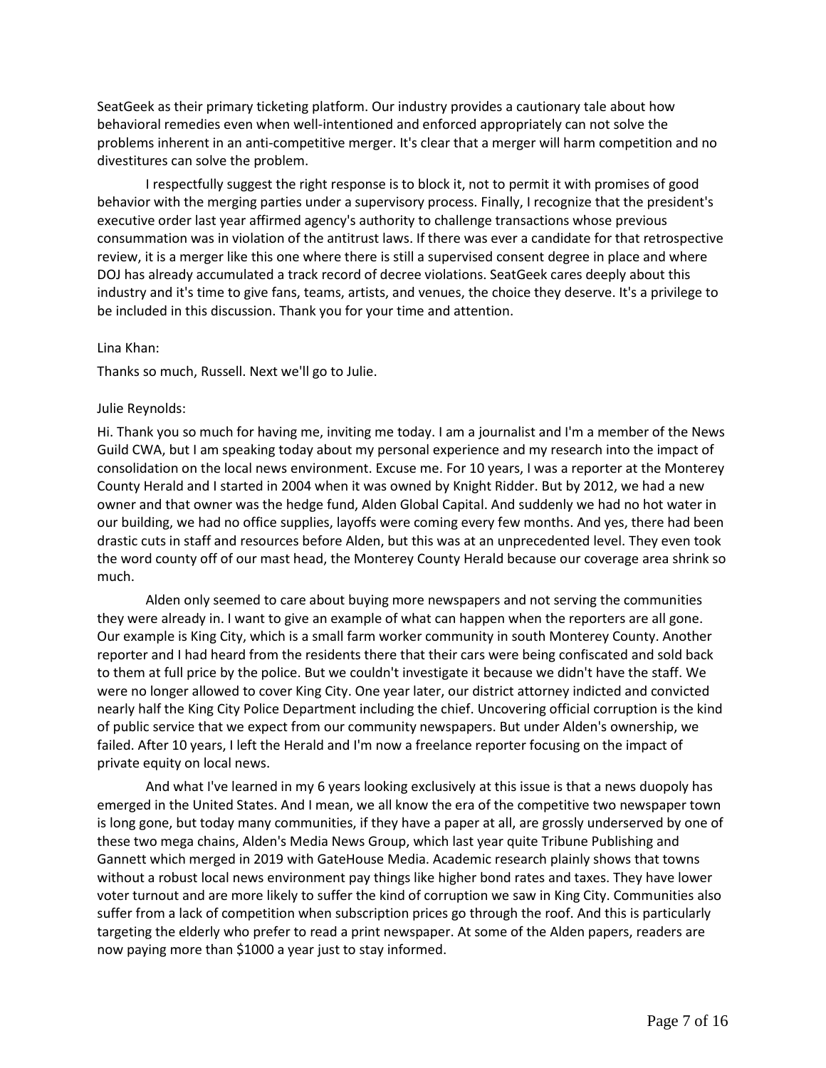SeatGeek as their primary ticketing platform. Our industry provides a cautionary tale about how behavioral remedies even when well-intentioned and enforced appropriately can not solve the problems inherent in an anti-competitive merger. It's clear that a merger will harm competition and no divestitures can solve the problem.

I respectfully suggest the right response is to block it, not to permit it with promises of good behavior with the merging parties under a supervisory process. Finally, I recognize that the president's executive order last year affirmed agency's authority to challenge transactions whose previous consummation was in violation of the antitrust laws. If there was ever a candidate for that retrospective review, it is a merger like this one where there is still a supervised consent degree in place and where DOJ has already accumulated a track record of decree violations. SeatGeek cares deeply about this industry and it's time to give fans, teams, artists, and venues, the choice they deserve. It's a privilege to be included in this discussion. Thank you for your time and attention.

Lina Khan:

Thanks so much, Russell. Next we'll go to Julie.

Julie Reynolds:

Hi. Thank you so much for having me, inviting me today. I am a journalist and I'm a member of the News Guild CWA, but I am speaking today about my personal experience and my research into the impact of consolidation on the local news environment. Excuse me. For 10 years, I was a reporter at the Monterey County Herald and I started in 2004 when it was owned by Knight Ridder. But by 2012, we had a new owner and that owner was the hedge fund, Alden Global Capital. And suddenly we had no hot water in our building, we had no office supplies, layoffs were coming every few months. And yes, there had been drastic cuts in staff and resources before Alden, but this was at an unprecedented level. They even took the word county off of our mast head, the Monterey County Herald because our coverage area shrink so much.

Alden only seemed to care about buying more newspapers and not serving the communities they were already in. I want to give an example of what can happen when the reporters are all gone. Our example is King City, which is a small farm worker community in south Monterey County. Another reporter and I had heard from the residents there that their cars were being confiscated and sold back to them at full price by the police. But we couldn't investigate it because we didn't have the staff. We were no longer allowed to cover King City. One year later, our district attorney indicted and convicted nearly half the King City Police Department including the chief. Uncovering official corruption is the kind of public service that we expect from our community newspapers. But under Alden's ownership, we failed. After 10 years, I left the Herald and I'm now a freelance reporter focusing on the impact of private equity on local news.

And what I've learned in my 6 years looking exclusively at this issue is that a news duopoly has emerged in the United States. And I mean, we all know the era of the competitive two newspaper town is long gone, but today many communities, if they have a paper at all, are grossly underserved by one of these two mega chains, Alden's Media News Group, which last year quite Tribune Publishing and Gannett which merged in 2019 with GateHouse Media. Academic research plainly shows that towns without a robust local news environment pay things like higher bond rates and taxes. They have lower voter turnout and are more likely to suffer the kind of corruption we saw in King City. Communities also suffer from a lack of competition when subscription prices go through the roof. And this is particularly targeting the elderly who prefer to read a print newspaper. At some of the Alden papers, readers are now paying more than $1000 a year just to stay informed.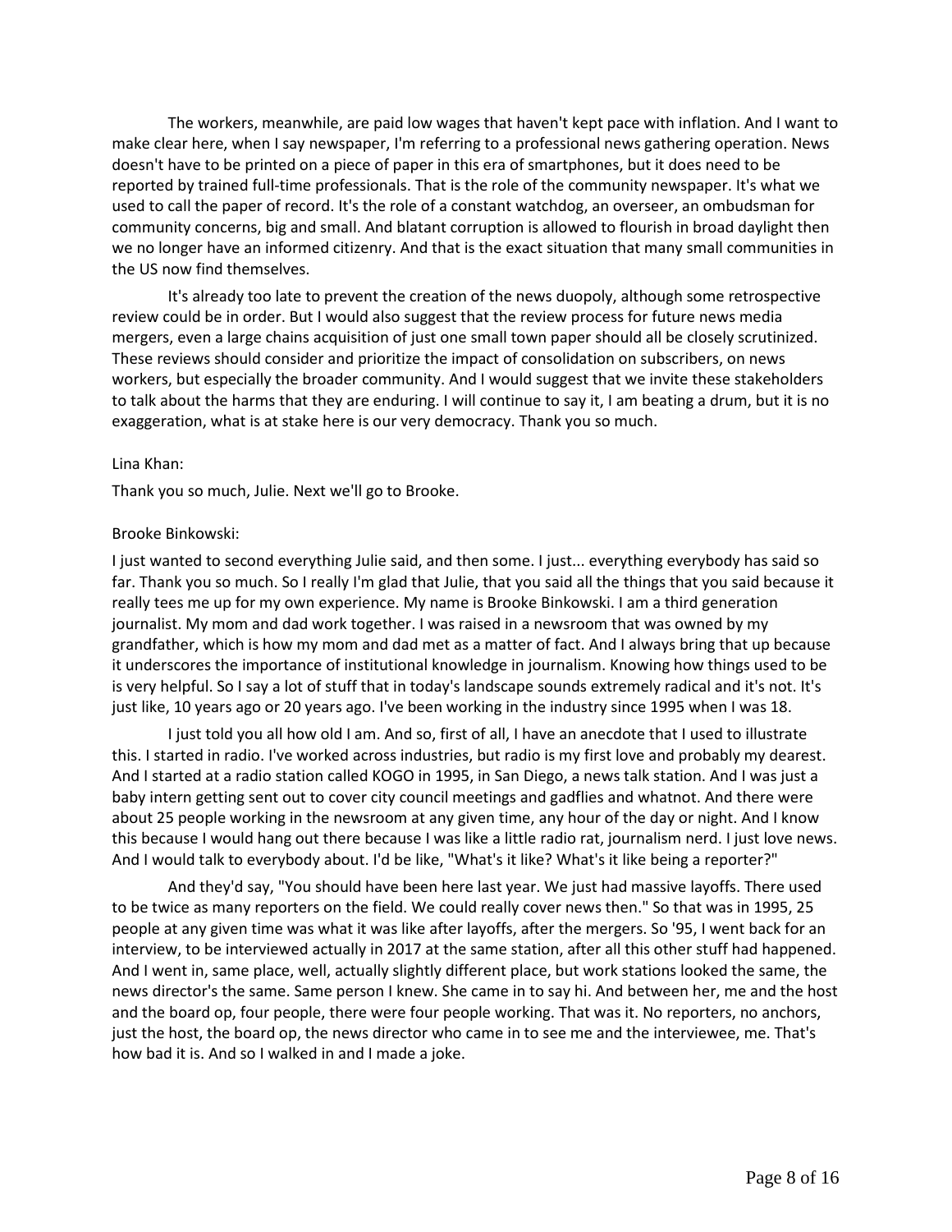The workers, meanwhile, are paid low wages that haven't kept pace with inflation. And I want to make clear here, when I say newspaper, I'm referring to a professional news gathering operation. News doesn't have to be printed on a piece of paper in this era of smartphones, but it does need to be reported by trained full-time professionals. That is the role of the community newspaper. It's what we used to call the paper of record. It's the role of a constant watchdog, an overseer, an ombudsman for community concerns, big and small. And blatant corruption is allowed to flourish in broad daylight then we no longer have an informed citizenry. And that is the exact situation that many small communities in the US now find themselves.

It's already too late to prevent the creation of the news duopoly, although some retrospective review could be in order. But I would also suggest that the review process for future news media mergers, even a large chains acquisition of just one small town paper should all be closely scrutinized. These reviews should consider and prioritize the impact of consolidation on subscribers, on news workers, but especially the broader community. And I would suggest that we invite these stakeholders to talk about the harms that they are enduring. I will continue to say it, I am beating a drum, but it is no exaggeration, what is at stake here is our very democracy. Thank you so much.

Lina Khan:

Thank you so much, Julie. Next we'll go to Brooke.

Brooke Binkowski:

I just wanted to second everything Julie said, and then some. I just... everything everybody has said so far. Thank you so much. So I really I'm glad that Julie, that you said all the things that you said because it really tees me up for my own experience. My name is Brooke Binkowski. I am a third generation journalist. My mom and dad work together. I was raised in a newsroom that was owned by my grandfather, which is how my mom and dad met as a matter of fact. And I always bring that up because it underscores the importance of institutional knowledge in journalism. Knowing how things used to be is very helpful. So I say a lot of stuff that in today's landscape sounds extremely radical and it's not. It's just like, 10 years ago or 20 years ago. I've been working in the industry since 1995 when I was 18.

I just told you all how old I am. And so, first of all, I have an anecdote that I used to illustrate this. I started in radio. I've worked across industries, but radio is my first love and probably my dearest. And I started at a radio station called KOGO in 1995, in San Diego, a news talk station. And I was just a baby intern getting sent out to cover city council meetings and gadflies and whatnot. And there were about 25 people working in the newsroom at any given time, any hour of the day or night. And I know this because I would hang out there because I was like a little radio rat, journalism nerd. I just love news. And I would talk to everybody about. I'd be like, "What's it like? What's it like being a reporter?"

And they'd say, "You should have been here last year. We just had massive layoffs. There used to be twice as many reporters on the field. We could really cover news then." So that was in 1995, 25 people at any given time was what it was like after layoffs, after the mergers. So '95, I went back for an interview, to be interviewed actually in 2017 at the same station, after all this other stuff had happened. And I went in, same place, well, actually slightly different place, but work stations looked the same, the news director's the same. Same person I knew. She came in to say hi. And between her, me and the host and the board op, four people, there were four people working. That was it. No reporters, no anchors, just the host, the board op, the news director who came in to see me and the interviewee, me. That's how bad it is. And so I walked in and I made a joke.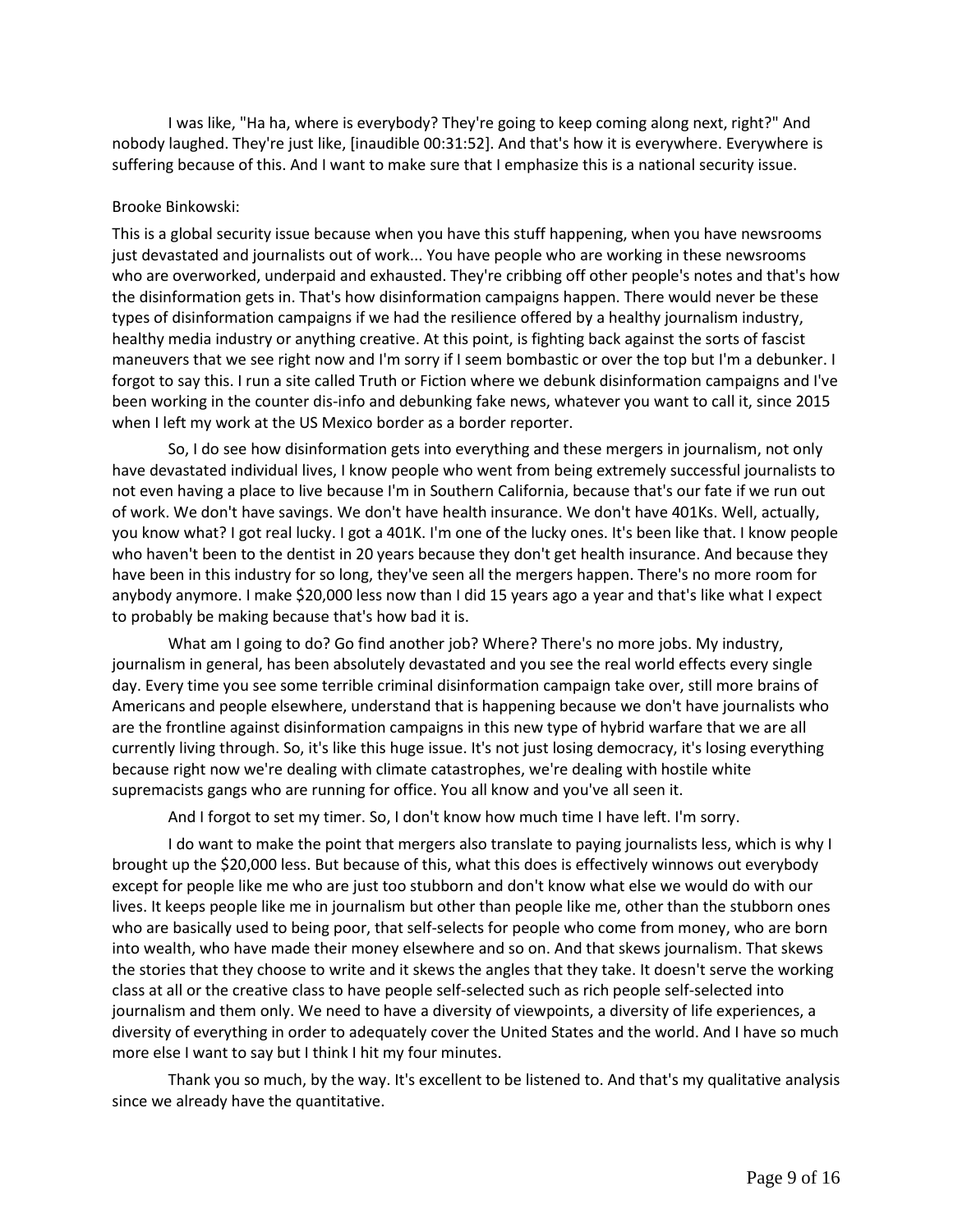I was like, "Ha ha, where is everybody? They're going to keep coming along next, right?" And nobody laughed. They're just like, [inaudible 00:31:52]. And that's how it is everywhere. Everywhere is suffering because of this. And I want to make sure that I emphasize this is a national security issue.

Brooke Binkowski:

This is a global security issue because when you have this stuff happening, when you have newsrooms just devastated and journalists out of work... You have people who are working in these newsrooms who are overworked, underpaid and exhausted. They're cribbing off other people's notes and that's how the disinformation gets in. That's how disinformation campaigns happen. There would never be these types of disinformation campaigns if we had the resilience offered by a healthy journalism industry, healthy media industry or anything creative. At this point, is fighting back against the sorts of fascist maneuvers that we see right now and I'm sorry if I seem bombastic or over the top but I'm a debunker. I forgot to say this. I run a site called Truth or Fiction where we debunk disinformation campaigns and I've been working in the counter dis-info and debunking fake news, whatever you want to call it, since 2015 when I left my work at the US Mexico border as a border reporter.

So, I do see how disinformation gets into everything and these mergers in journalism, not only have devastated individual lives, I know people who went from being extremely successful journalists to not even having a place to live because I'm in Southern California, because that's our fate if we run out of work. We don't have savings. We don't have health insurance. We don't have 401Ks. Well, actually, you know what? I got real lucky. I got a 401K. I'm one of the lucky ones. It's been like that. I know people who haven't been to the dentist in 20 years because they don't get health insurance. And because they have been in this industry for so long, they've seen all the mergers happen. There's no more room for anybody anymore. I make $20,000 less now than I did 15 years ago a year and that's like what I expect to probably be making because that's how bad it is.

What am I going to do? Go find another job? Where? There's no more jobs. My industry, journalism in general, has been absolutely devastated and you see the real world effects every single day. Every time you see some terrible criminal disinformation campaign take over, still more brains of Americans and people elsewhere, understand that is happening because we don't have journalists who are the frontline against disinformation campaigns in this new type of hybrid warfare that we are all currently living through. So, it's like this huge issue. It's not just losing democracy, it's losing everything because right now we're dealing with climate catastrophes, we're dealing with hostile white supremacists gangs who are running for office. You all know and you've all seen it.

And I forgot to set my timer. So, I don't know how much time I have left. I'm sorry.

I do want to make the point that mergers also translate to paying journalists less, which is why I brought up the $20,000 less. But because of this, what this does is effectively winnows out everybody except for people like me who are just too stubborn and don't know what else we would do with our lives. It keeps people like me in journalism but other than people like me, other than the stubborn ones who are basically used to being poor, that self-selects for people who come from money, who are born into wealth, who have made their money elsewhere and so on. And that skews journalism. That skews the stories that they choose to write and it skews the angles that they take. It doesn't serve the working class at all or the creative class to have people self-selected such as rich people self-selected into journalism and them only. We need to have a diversity of viewpoints, a diversity of life experiences, a diversity of everything in order to adequately cover the United States and the world. And I have so much more else I want to say but I think I hit my four minutes.

Thank you so much, by the way. It's excellent to be listened to. And that's my qualitative analysis since we already have the quantitative.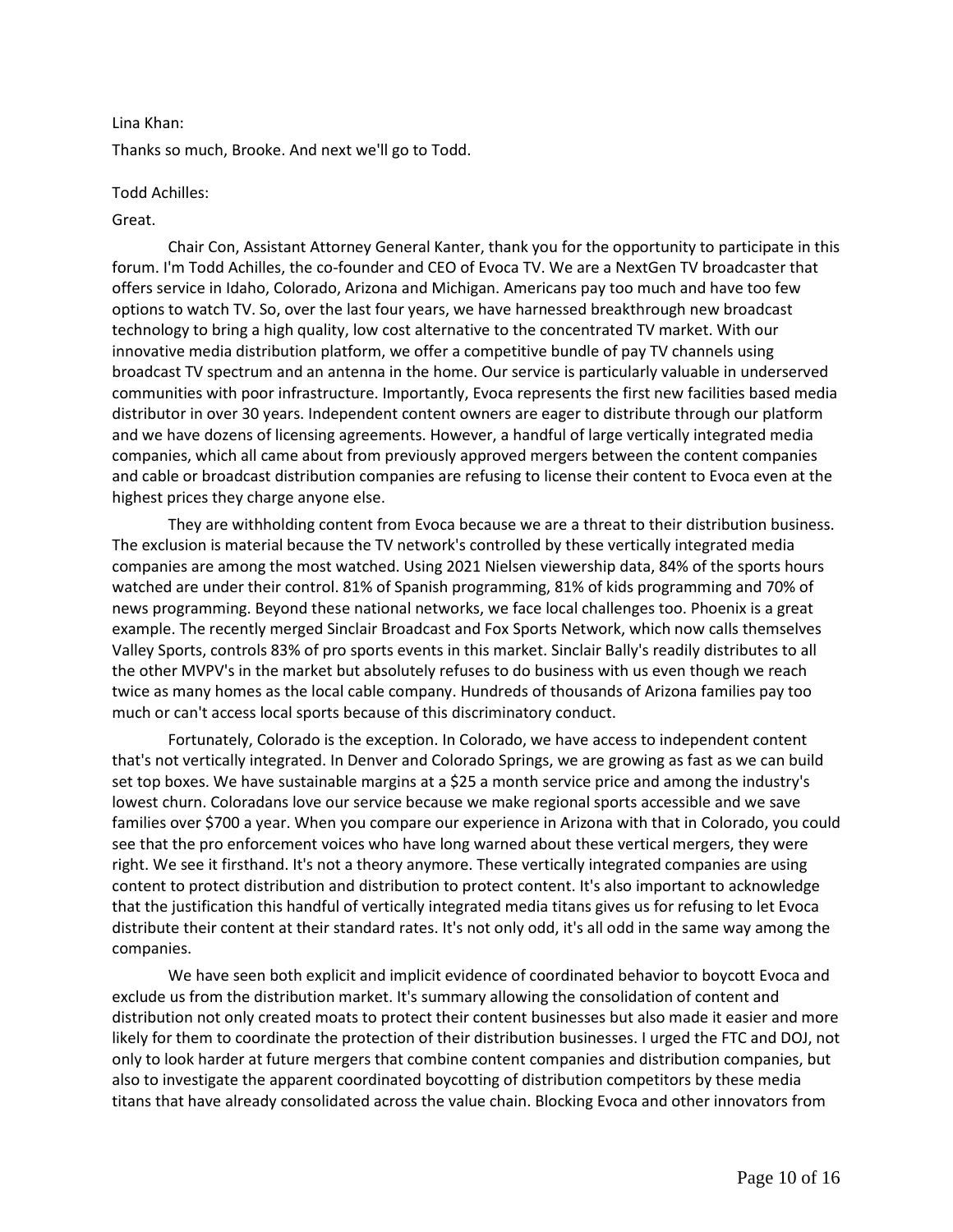Lina Khan:

Thanks so much, Brooke. And next we'll go to Todd.

Todd Achilles:

Great.

Chair Con, Assistant Attorney General Kanter, thank you for the opportunity to participate in this forum. I'm Todd Achilles, the co-founder and CEO of Evoca TV. We are a NextGen TV broadcaster that offers service in Idaho, Colorado, Arizona and Michigan. Americans pay too much and have too few options to watch TV. So, over the last four years, we have harnessed breakthrough new broadcast technology to bring a high quality, low cost alternative to the concentrated TV market. With our innovative media distribution platform, we offer a competitive bundle of pay TV channels using broadcast TV spectrum and an antenna in the home. Our service is particularly valuable in underserved communities with poor infrastructure. Importantly, Evoca represents the first new facilities based media distributor in over 30 years. Independent content owners are eager to distribute through our platform and we have dozens of licensing agreements. However, a handful of large vertically integrated media companies, which all came about from previously approved mergers between the content companies and cable or broadcast distribution companies are refusing to license their content to Evoca even at the highest prices they charge anyone else.

They are withholding content from Evoca because we are a threat to their distribution business. The exclusion is material because the TV network's controlled by these vertically integrated media companies are among the most watched. Using 2021 Nielsen viewership data, 84% of the sports hours watched are under their control. 81% of Spanish programming, 81% of kids programming and 70% of news programming. Beyond these national networks, we face local challenges too. Phoenix is a great example. The recently merged Sinclair Broadcast and Fox Sports Network, which now calls themselves Valley Sports, controls 83% of pro sports events in this market. Sinclair Bally's readily distributes to all the other MVPV's in the market but absolutely refuses to do business with us even though we reach twice as many homes as the local cable company. Hundreds of thousands of Arizona families pay too much or can't access local sports because of this discriminatory conduct.

Fortunately, Colorado is the exception. In Colorado, we have access to independent content that's not vertically integrated. In Denver and Colorado Springs, we are growing as fast as we can build set top boxes. We have sustainable margins at a $25 a month service price and among the industry's lowest churn. Coloradans love our service because we make regional sports accessible and we save families over $700 a year. When you compare our experience in Arizona with that in Colorado, you could see that the pro enforcement voices who have long warned about these vertical mergers, they were right. We see it firsthand. It's not a theory anymore. These vertically integrated companies are using content to protect distribution and distribution to protect content. It's also important to acknowledge that the justification this handful of vertically integrated media titans gives us for refusing to let Evoca distribute their content at their standard rates. It's not only odd, it's all odd in the same way among the companies.

We have seen both explicit and implicit evidence of coordinated behavior to boycott Evoca and exclude us from the distribution market. It's summary allowing the consolidation of content and distribution not only created moats to protect their content businesses but also made it easier and more likely for them to coordinate the protection of their distribution businesses. I urged the FTC and DOJ, not only to look harder at future mergers that combine content companies and distribution companies, but also to investigate the apparent coordinated boycotting of distribution competitors by these media titans that have already consolidated across the value chain. Blocking Evoca and other innovators from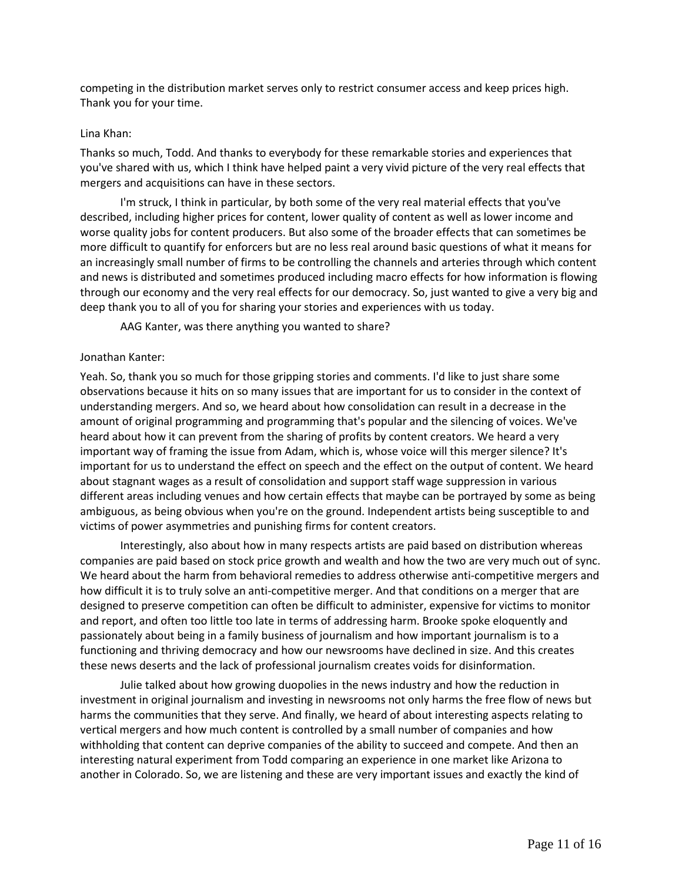competing in the distribution market serves only to restrict consumer access and keep prices high. Thank you for your time.

Lina Khan:

Thanks so much, Todd. And thanks to everybody for these remarkable stories and experiences that you've shared with us, which I think have helped paint a very vivid picture of the very real effects that mergers and acquisitions can have in these sectors.

I'm struck, I think in particular, by both some of the very real material effects that you've described, including higher prices for content, lower quality of content as well as lower income and worse quality jobs for content producers. But also some of the broader effects that can sometimes be more difficult to quantify for enforcers but are no less real around basic questions of what it means for an increasingly small number of firms to be controlling the channels and arteries through which content and news is distributed and sometimes produced including macro effects for how information is flowing through our economy and the very real effects for our democracy. So, just wanted to give a very big and deep thank you to all of you for sharing your stories and experiences with us today.

AAG Kanter, was there anything you wanted to share?

Jonathan Kanter:

Yeah. So, thank you so much for those gripping stories and comments. I'd like to just share some observations because it hits on so many issues that are important for us to consider in the context of understanding mergers. And so, we heard about how consolidation can result in a decrease in the amount of original programming and programming that's popular and the silencing of voices. We've heard about how it can prevent from the sharing of profits by content creators. We heard a very important way of framing the issue from Adam, which is, whose voice will this merger silence? It's important for us to understand the effect on speech and the effect on the output of content. We heard about stagnant wages as a result of consolidation and support staff wage suppression in various different areas including venues and how certain effects that maybe can be portrayed by some as being ambiguous, as being obvious when you're on the ground. Independent artists being susceptible to and victims of power asymmetries and punishing firms for content creators.

Interestingly, also about how in many respects artists are paid based on distribution whereas companies are paid based on stock price growth and wealth and how the two are very much out of sync. We heard about the harm from behavioral remedies to address otherwise anti-competitive mergers and how difficult it is to truly solve an anti-competitive merger. And that conditions on a merger that are designed to preserve competition can often be difficult to administer, expensive for victims to monitor and report, and often too little too late in terms of addressing harm. Brooke spoke eloquently and passionately about being in a family business of journalism and how important journalism is to a functioning and thriving democracy and how our newsrooms have declined in size. And this creates these news deserts and the lack of professional journalism creates voids for disinformation.

Julie talked about how growing duopolies in the news industry and how the reduction in investment in original journalism and investing in newsrooms not only harms the free flow of news but harms the communities that they serve. And finally, we heard of about interesting aspects relating to vertical mergers and how much content is controlled by a small number of companies and how withholding that content can deprive companies of the ability to succeed and compete. And then an interesting natural experiment from Todd comparing an experience in one market like Arizona to another in Colorado. So, we are listening and these are very important issues and exactly the kind of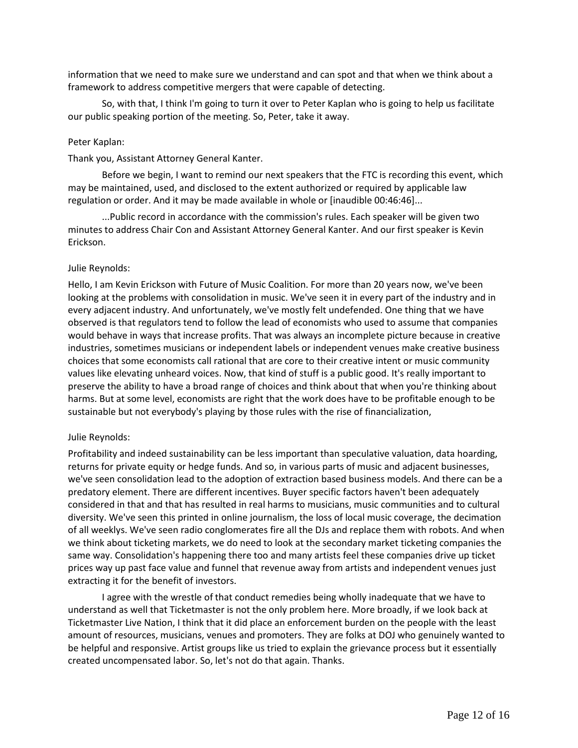information that we need to make sure we understand and can spot and that when we think about a framework to address competitive mergers that were capable of detecting.

So, with that, I think I'm going to turn it over to Peter Kaplan who is going to help us facilitate our public speaking portion of the meeting. So, Peter, take it away.

Peter Kaplan:

Thank you, Assistant Attorney General Kanter.

Before we begin, I want to remind our next speakers that the FTC is recording this event, which may be maintained, used, and disclosed to the extent authorized or required by applicable law regulation or order. And it may be made available in whole or [inaudible 00:46:46]...

...Public record in accordance with the commission's rules. Each speaker will be given two minutes to address Chair Con and Assistant Attorney General Kanter. And our first speaker is Kevin Erickson.

Julie Reynolds:

Hello, I am Kevin Erickson with Future of Music Coalition. For more than 20 years now, we've been looking at the problems with consolidation in music. We've seen it in every part of the industry and in every adjacent industry. And unfortunately, we've mostly felt undefended. One thing that we have observed is that regulators tend to follow the lead of economists who used to assume that companies would behave in ways that increase profits. That was always an incomplete picture because in creative industries, sometimes musicians or independent labels or independent venues make creative business choices that some economists call rational that are core to their creative intent or music community values like elevating unheard voices. Now, that kind of stuff is a public good. It's really important to preserve the ability to have a broad range of choices and think about that when you're thinking about harms. But at some level, economists are right that the work does have to be profitable enough to be sustainable but not everybody's playing by those rules with the rise of financialization,

Julie Reynolds:

Profitability and indeed sustainability can be less important than speculative valuation, data hoarding, returns for private equity or hedge funds. And so, in various parts of music and adjacent businesses, we've seen consolidation lead to the adoption of extraction based business models. And there can be a predatory element. There are different incentives. Buyer specific factors haven't been adequately considered in that and that has resulted in real harms to musicians, music communities and to cultural diversity. We've seen this printed in online journalism, the loss of local music coverage, the decimation of all weeklys. We've seen radio conglomerates fire all the DJs and replace them with robots. And when we think about ticketing markets, we do need to look at the secondary market ticketing companies the same way. Consolidation's happening there too and many artists feel these companies drive up ticket prices way up past face value and funnel that revenue away from artists and independent venues just extracting it for the benefit of investors.

I agree with the wrestle of that conduct remedies being wholly inadequate that we have to understand as well that Ticketmaster is not the only problem here. More broadly, if we look back at Ticketmaster Live Nation, I think that it did place an enforcement burden on the people with the least amount of resources, musicians, venues and promoters. They are folks at DOJ who genuinely wanted to be helpful and responsive. Artist groups like us tried to explain the grievance process but it essentially created uncompensated labor. So, let's not do that again. Thanks.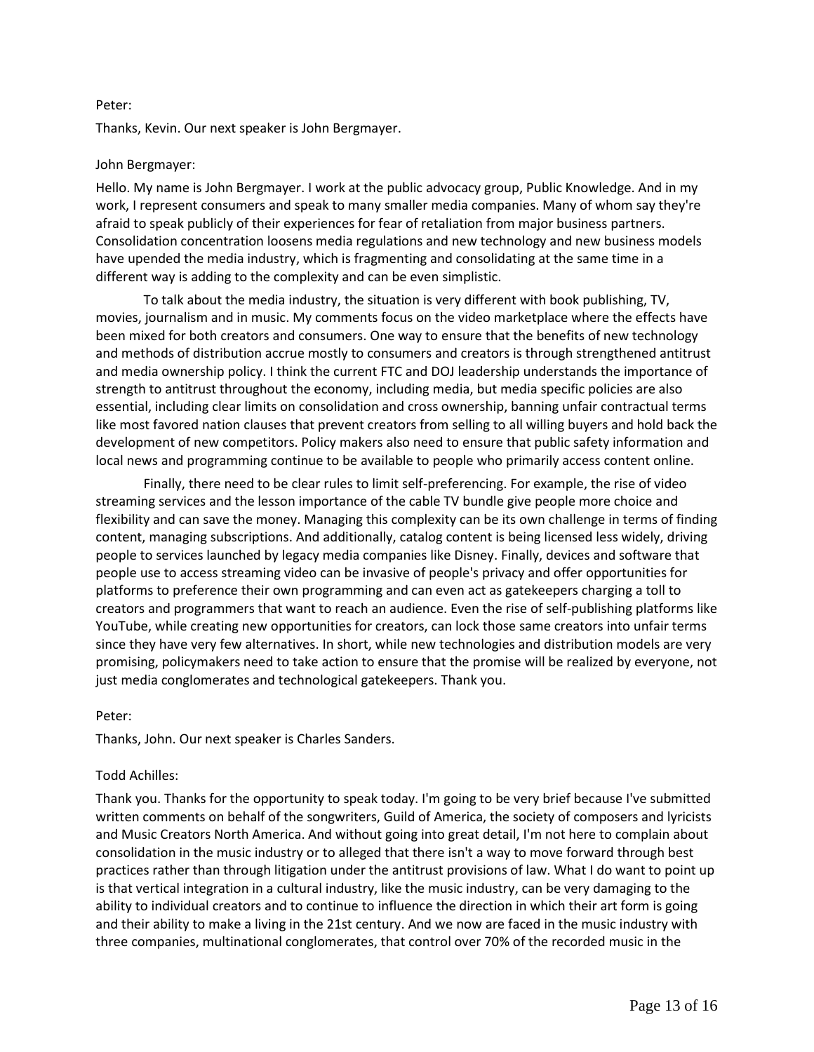Peter:

Thanks, Kevin. Our next speaker is John Bergmayer.

John Bergmayer:

Hello. My name is John Bergmayer. I work at the public advocacy group, Public Knowledge. And in my work, I represent consumers and speak to many smaller media companies. Many of whom say they're afraid to speak publicly of their experiences for fear of retaliation from major business partners. Consolidation concentration loosens media regulations and new technology and new business models have upended the media industry, which is fragmenting and consolidating at the same time in a different way is adding to the complexity and can be even simplistic.

To talk about the media industry, the situation is very different with book publishing, TV, movies, journalism and in music. My comments focus on the video marketplace where the effects have been mixed for both creators and consumers. One way to ensure that the benefits of new technology and methods of distribution accrue mostly to consumers and creators is through strengthened antitrust and media ownership policy. I think the current FTC and DOJ leadership understands the importance of strength to antitrust throughout the economy, including media, but media specific policies are also essential, including clear limits on consolidation and cross ownership, banning unfair contractual terms like most favored nation clauses that prevent creators from selling to all willing buyers and hold back the development of new competitors. Policy makers also need to ensure that public safety information and local news and programming continue to be available to people who primarily access content online.

Finally, there need to be clear rules to limit self-preferencing. For example, the rise of video streaming services and the lesson importance of the cable TV bundle give people more choice and flexibility and can save the money. Managing this complexity can be its own challenge in terms of finding content, managing subscriptions. And additionally, catalog content is being licensed less widely, driving people to services launched by legacy media companies like Disney. Finally, devices and software that people use to access streaming video can be invasive of people's privacy and offer opportunities for platforms to preference their own programming and can even act as gatekeepers charging a toll to creators and programmers that want to reach an audience. Even the rise of self-publishing platforms like YouTube, while creating new opportunities for creators, can lock those same creators into unfair terms since they have very few alternatives. In short, while new technologies and distribution models are very promising, policymakers need to take action to ensure that the promise will be realized by everyone, not just media conglomerates and technological gatekeepers. Thank you.

Peter:

Thanks, John. Our next speaker is Charles Sanders.

Todd Achilles:

Thank you. Thanks for the opportunity to speak today. I'm going to be very brief because I've submitted written comments on behalf of the songwriters, Guild of America, the society of composers and lyricists and Music Creators North America. And without going into great detail, I'm not here to complain about consolidation in the music industry or to alleged that there isn't a way to move forward through best practices rather than through litigation under the antitrust provisions of law. What I do want to point up is that vertical integration in a cultural industry, like the music industry, can be very damaging to the ability to individual creators and to continue to influence the direction in which their art form is going and their ability to make a living in the 21st century. And we now are faced in the music industry with three companies, multinational conglomerates, that control over 70% of the recorded music in the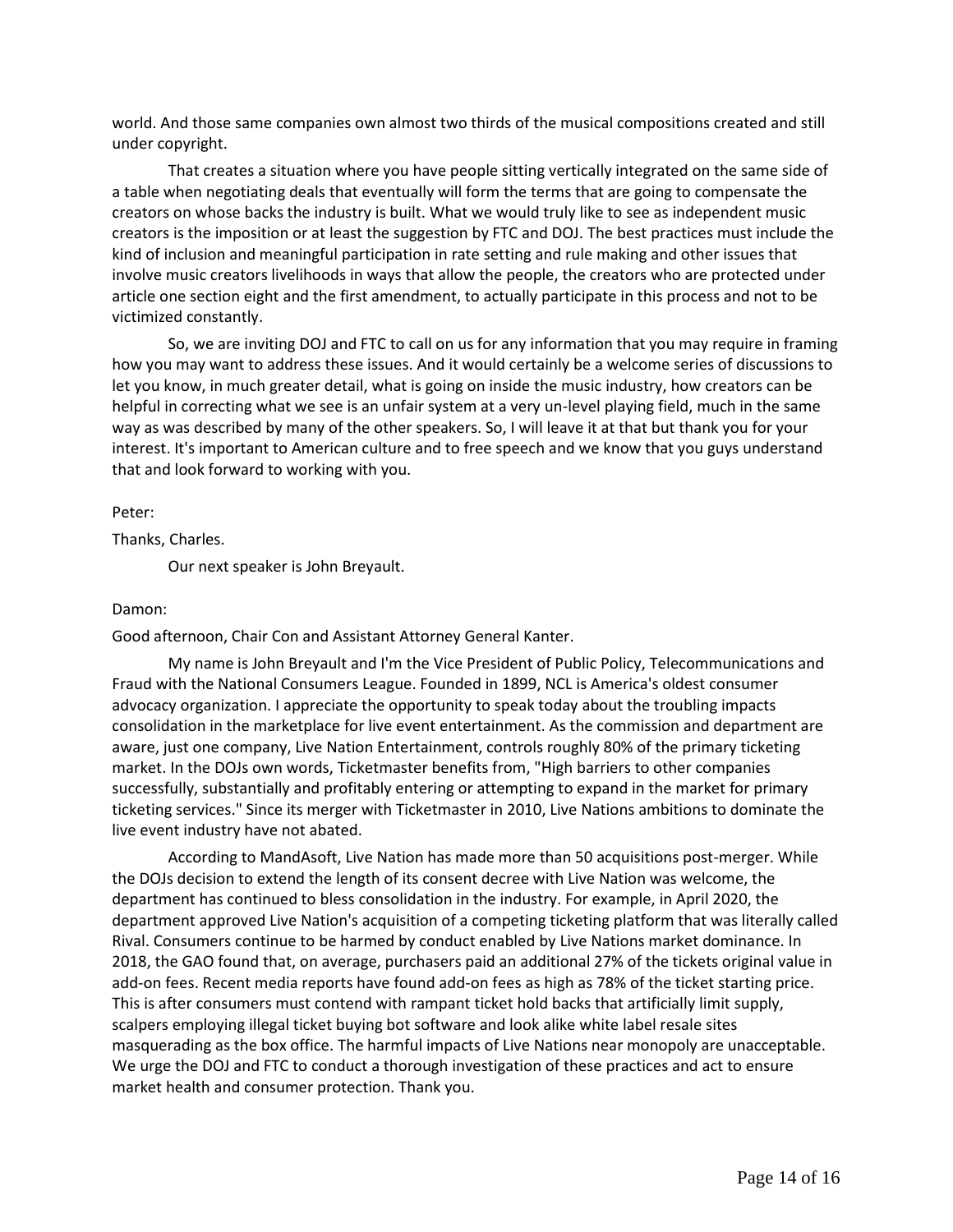world. And those same companies own almost two thirds of the musical compositions created and still under copyright.

That creates a situation where you have people sitting vertically integrated on the same side of a table when negotiating deals that eventually will form the terms that are going to compensate the creators on whose backs the industry is built. What we would truly like to see as independent music creators is the imposition or at least the suggestion by FTC and DOJ. The best practices must include the kind of inclusion and meaningful participation in rate setting and rule making and other issues that involve music creators livelihoods in ways that allow the people, the creators who are protected under article one section eight and the first amendment, to actually participate in this process and not to be victimized constantly.

So, we are inviting DOJ and FTC to call on us for any information that you may require in framing how you may want to address these issues. And it would certainly be a welcome series of discussions to let you know, in much greater detail, what is going on inside the music industry, how creators can be helpful in correcting what we see is an unfair system at a very un-level playing field, much in the same way as was described by many of the other speakers. So, I will leave it at that but thank you for your interest. It's important to American culture and to free speech and we know that you guys understand that and look forward to working with you.

Peter:

Thanks, Charles.

Our next speaker is John Breyault.

Damon:

Good afternoon, Chair Con and Assistant Attorney General Kanter.

My name is John Breyault and I'm the Vice President of Public Policy, Telecommunications and Fraud with the National Consumers League. Founded in 1899, NCL is America's oldest consumer advocacy organization. I appreciate the opportunity to speak today about the troubling impacts consolidation in the marketplace for live event entertainment. As the commission and department are aware, just one company, Live Nation Entertainment, controls roughly 80% of the primary ticketing market. In the DOJs own words, Ticketmaster benefits from, "High barriers to other companies successfully, substantially and profitably entering or attempting to expand in the market for primary ticketing services." Since its merger with Ticketmaster in 2010, Live Nations ambitions to dominate the live event industry have not abated.

According to MandAsoft, Live Nation has made more than 50 acquisitions post-merger. While the DOJs decision to extend the length of its consent decree with Live Nation was welcome, the department has continued to bless consolidation in the industry. For example, in April 2020, the department approved Live Nation's acquisition of a competing ticketing platform that was literally called Rival. Consumers continue to be harmed by conduct enabled by Live Nations market dominance. In 2018, the GAO found that, on average, purchasers paid an additional 27% of the tickets original value in add-on fees. Recent media reports have found add-on fees as high as 78% of the ticket starting price. This is after consumers must contend with rampant ticket hold backs that artificially limit supply, scalpers employing illegal ticket buying bot software and look alike white label resale sites masquerading as the box office. The harmful impacts of Live Nations near monopoly are unacceptable. We urge the DOJ and FTC to conduct a thorough investigation of these practices and act to ensure market health and consumer protection. Thank you.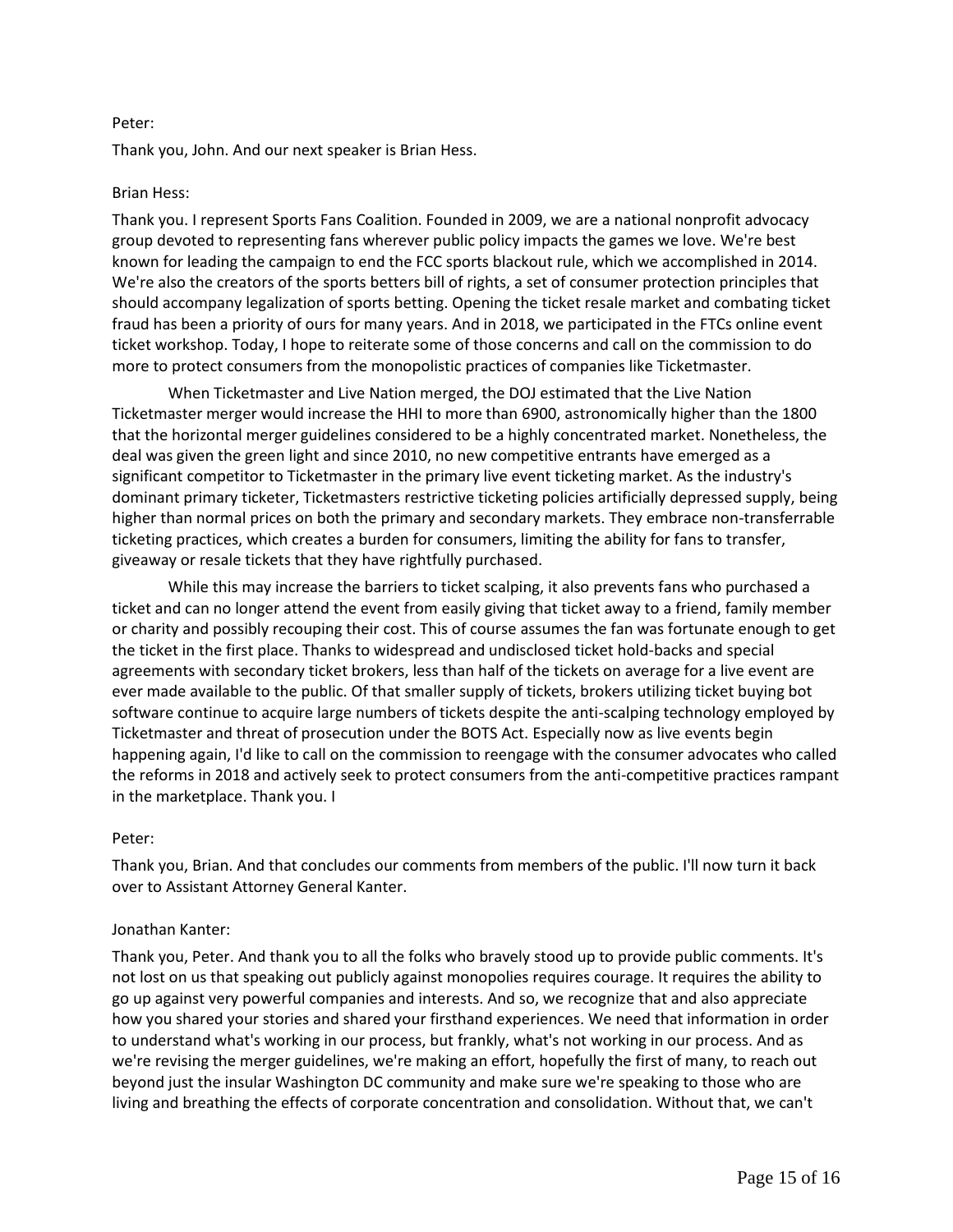Peter:

Thank you, John. And our next speaker is Brian Hess.

Brian Hess:

Thank you. I represent Sports Fans Coalition. Founded in 2009, we are a national nonprofit advocacy group devoted to representing fans wherever public policy impacts the games we love. We're best known for leading the campaign to end the FCC sports blackout rule, which we accomplished in 2014. We're also the creators of the sports betters bill of rights, a set of consumer protection principles that should accompany legalization of sports betting. Opening the ticket resale market and combating ticket fraud has been a priority of ours for many years. And in 2018, we participated in the FTCs online event ticket workshop. Today, I hope to reiterate some of those concerns and call on the commission to do more to protect consumers from the monopolistic practices of companies like Ticketmaster.

When Ticketmaster and Live Nation merged, the DOJ estimated that the Live Nation Ticketmaster merger would increase the HHI to more than 6900, astronomically higher than the 1800 that the horizontal merger guidelines considered to be a highly concentrated market. Nonetheless, the deal was given the green light and since 2010, no new competitive entrants have emerged as a significant competitor to Ticketmaster in the primary live event ticketing market. As the industry's dominant primary ticketer, Ticketmasters restrictive ticketing policies artificially depressed supply, being higher than normal prices on both the primary and secondary markets. They embrace non-transferrable ticketing practices, which creates a burden for consumers, limiting the ability for fans to transfer, giveaway or resale tickets that they have rightfully purchased.

While this may increase the barriers to ticket scalping, it also prevents fans who purchased a ticket and can no longer attend the event from easily giving that ticket away to a friend, family member or charity and possibly recouping their cost. This of course assumes the fan was fortunate enough to get the ticket in the first place. Thanks to widespread and undisclosed ticket hold-backs and special agreements with secondary ticket brokers, less than half of the tickets on average for a live event are ever made available to the public. Of that smaller supply of tickets, brokers utilizing ticket buying bot software continue to acquire large numbers of tickets despite the anti-scalping technology employed by Ticketmaster and threat of prosecution under the BOTS Act. Especially now as live events begin happening again, I'd like to call on the commission to reengage with the consumer advocates who called the reforms in 2018 and actively seek to protect consumers from the anti-competitive practices rampant in the marketplace. Thank you. I

Peter:

Thank you, Brian. And that concludes our comments from members of the public. I'll now turn it back over to Assistant Attorney General Kanter.

Jonathan Kanter:

Thank you, Peter. And thank you to all the folks who bravely stood up to provide public comments. It's not lost on us that speaking out publicly against monopolies requires courage. It requires the ability to go up against very powerful companies and interests. And so, we recognize that and also appreciate how you shared your stories and shared your firsthand experiences. We need that information in order to understand what's working in our process, but frankly, what's not working in our process. And as we're revising the merger guidelines, we're making an effort, hopefully the first of many, to reach out beyond just the insular Washington DC community and make sure we're speaking to those who are living and breathing the effects of corporate concentration and consolidation. Without that, we can't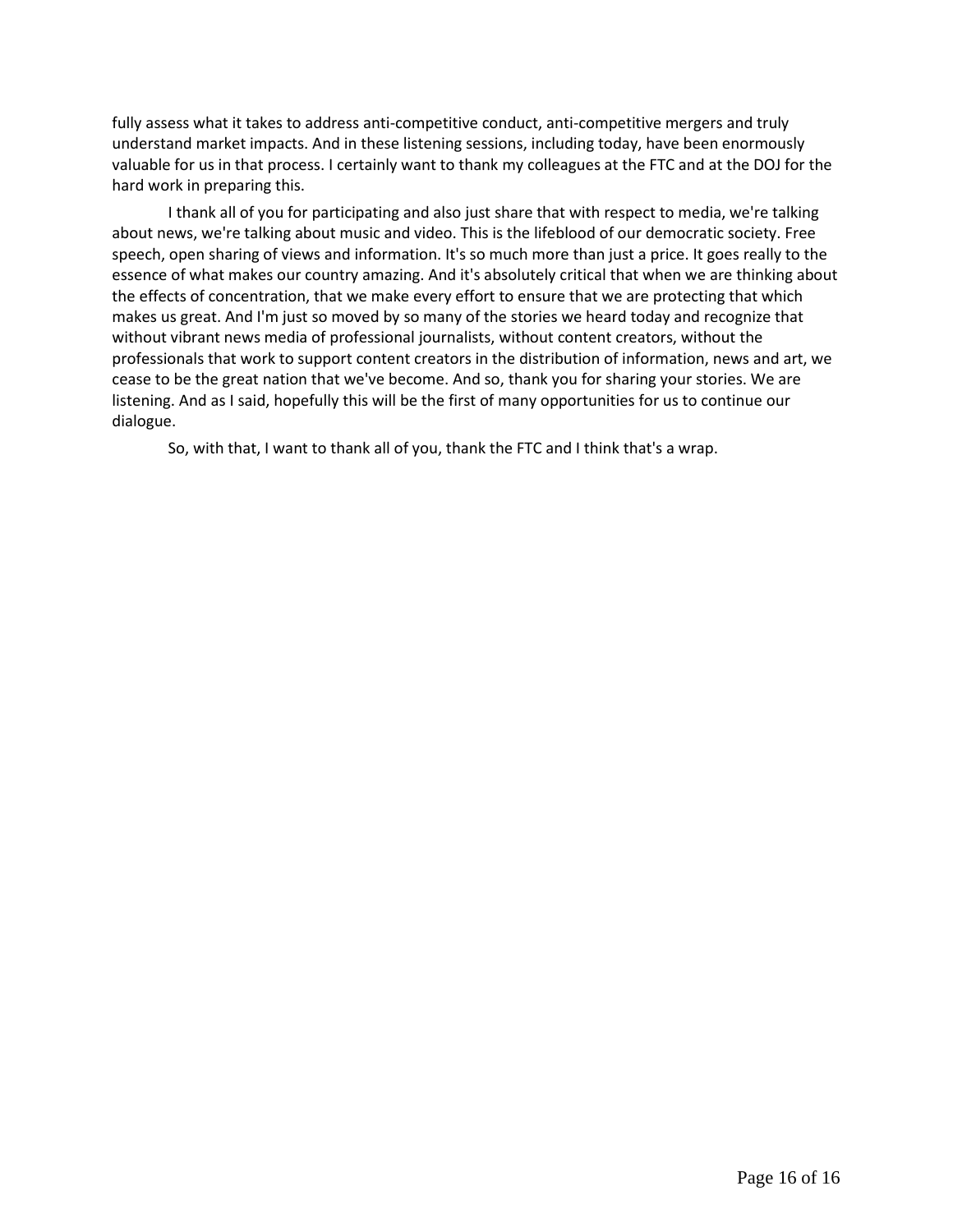fully assess what it takes to address anti-competitive conduct, anti-competitive mergers and truly understand market impacts. And in these listening sessions, including today, have been enormously valuable for us in that process. I certainly want to thank my colleagues at the FTC and at the DOJ for the hard work in preparing this.

I thank all of you for participating and also just share that with respect to media, we're talking about news, we're talking about music and video. This is the lifeblood of our democratic society. Free speech, open sharing of views and information. It's so much more than just a price. It goes really to the essence of what makes our country amazing. And it's absolutely critical that when we are thinking about the effects of concentration, that we make every effort to ensure that we are protecting that which makes us great. And I'm just so moved by so many of the stories we heard today and recognize that without vibrant news media of professional journalists, without content creators, without the professionals that work to support content creators in the distribution of information, news and art, we cease to be the great nation that we've become. And so, thank you for sharing your stories. We are listening. And as I said, hopefully this will be the first of many opportunities for us to continue our dialogue.

So, with that, I want to thank all of you, thank the FTC and I think that's a wrap.